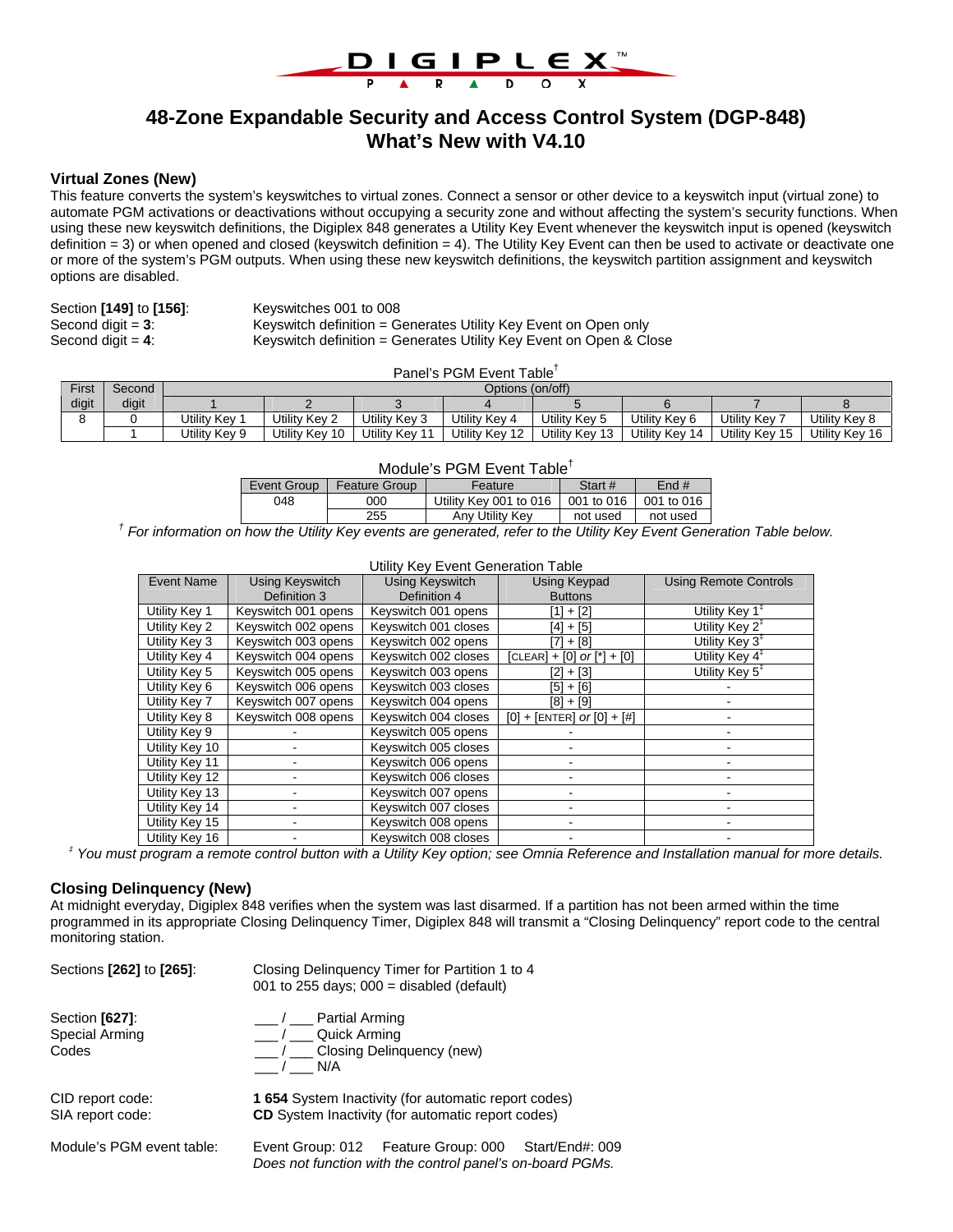DIGIPLEX™
PARADOX

# 48-Zone Expandable Security and Access Control System (DGP-848)
# What's New with V4.10

## Virtual Zones (New)

This feature converts the system's keyswitches to virtual zones. Connect a sensor or other device to a keyswitch input (virtual zone) to automate PGM activations or deactivations without occupying a security zone and without affecting the system's security functions. When using these new keyswitch definitions, the Digiplex 848 generates a Utility Key Event whenever the keyswitch input is opened (keyswitch definition = 3) or when opened and closed (keyswitch definition = 4). The Utility Key Event can then be used to activate or deactivate one or more of the system's PGM outputs. When using these new keyswitch definitions, the keyswitch partition assignment and keyswitch options are disabled.

| | |
|---|---|
| Section **[149]** to **[156]**: | Keyswitches 001 to 008 |
| Second digit = **3**: | Keyswitch definition = Generates Utility Key Event on Open only |
| Second digit = **4**: | Keyswitch definition = Generates Utility Key Event on Open & Close |

Panel's PGM Event Table†

| First digit | Second digit | Options (on/off) | | | | | | | |
|---|---|---|---|---|---|---|---|---|---|
| | | 1 | 2 | 3 | 4 | 5 | 6 | 7 | 8 |
| 8 | 0 | Utility Key 1 | Utility Key 2 | Utility Key 3 | Utility Key 4 | Utility Key 5 | Utility Key 6 | Utility Key 7 | Utility Key 8 |
| | 1 | Utility Key 9 | Utility Key 10 | Utility Key 11 | Utility Key 12 | Utility Key 13 | Utility Key 14 | Utility Key 15 | Utility Key 16 |

Module's PGM Event Table†

| Event Group | Feature Group | Feature | Start # | End # |
|---|---|---|---|---|
| 048 | 000 | Utility Key 001 to 016 | 001 to 016 | 001 to 016 |
| | 255 | Any Utility Key | not used | not used |

† *For information on how the Utility Key events are generated, refer to the Utility Key Event Generation Table below.*

Utility Key Event Generation Table

| Event Name | Using Keyswitch Definition 3 | Using Keyswitch Definition 4 | Using Keypad Buttons | Using Remote Controls |
|---|---|---|---|---|
| Utility Key 1 | Keyswitch 001 opens | Keyswitch 001 opens | [1] + [2] | Utility Key 1‡ |
| Utility Key 2 | Keyswitch 002 opens | Keyswitch 001 closes | [4] + [5] | Utility Key 2‡ |
| Utility Key 3 | Keyswitch 003 opens | Keyswitch 002 opens | [7] + [8] | Utility Key 3‡ |
| Utility Key 4 | Keyswitch 004 opens | Keyswitch 002 closes | [CLEAR] + [0] *or* [*] + [0] | Utility Key 4‡ |
| Utility Key 5 | Keyswitch 005 opens | Keyswitch 003 opens | [2] + [3] | Utility Key 5‡ |
| Utility Key 6 | Keyswitch 006 opens | Keyswitch 003 closes | [5] + [6] | - |
| Utility Key 7 | Keyswitch 007 opens | Keyswitch 004 opens | [8] + [9] | - |
| Utility Key 8 | Keyswitch 008 opens | Keyswitch 004 closes | [0] + [ENTER] *or* [0] + [#] | - |
| Utility Key 9 | - | Keyswitch 005 opens | - | - |
| Utility Key 10 | - | Keyswitch 005 closes | - | - |
| Utility Key 11 | - | Keyswitch 006 opens | - | - |
| Utility Key 12 | - | Keyswitch 006 closes | - | - |
| Utility Key 13 | - | Keyswitch 007 opens | - | - |
| Utility Key 14 | - | Keyswitch 007 closes | - | - |
| Utility Key 15 | - | Keyswitch 008 opens | - | - |
| Utility Key 16 | - | Keyswitch 008 closes | - | - |

‡ *You must program a remote control button with a Utility Key option; see Omnia Reference and Installation manual for more details.*

## Closing Delinquency (New)

At midnight everyday, Digiplex 848 verifies when the system was last disarmed. If a partition has not been armed within the time programmed in its appropriate Closing Delinquency Timer, Digiplex 848 will transmit a "Closing Delinquency" report code to the central monitoring station.

Sections **[262]** to **[265]**: Closing Delinquency Timer for Partition 1 to 4
001 to 255 days; 000 = disabled (default)

Section **[627]**:
Special Arming Codes

___ / ___ Partial Arming
___ / ___ Quick Arming
___ / ___ Closing Delinquency (new)
___ / ___ N/A

CID report code: **1 654** System Inactivity (for automatic report codes)
SIA report code: **CD** System Inactivity (for automatic report codes)

Module's PGM event table: Event Group: 012 Feature Group: 000 Start/End#: 009
*Does not function with the control panel's on-board PGMs.*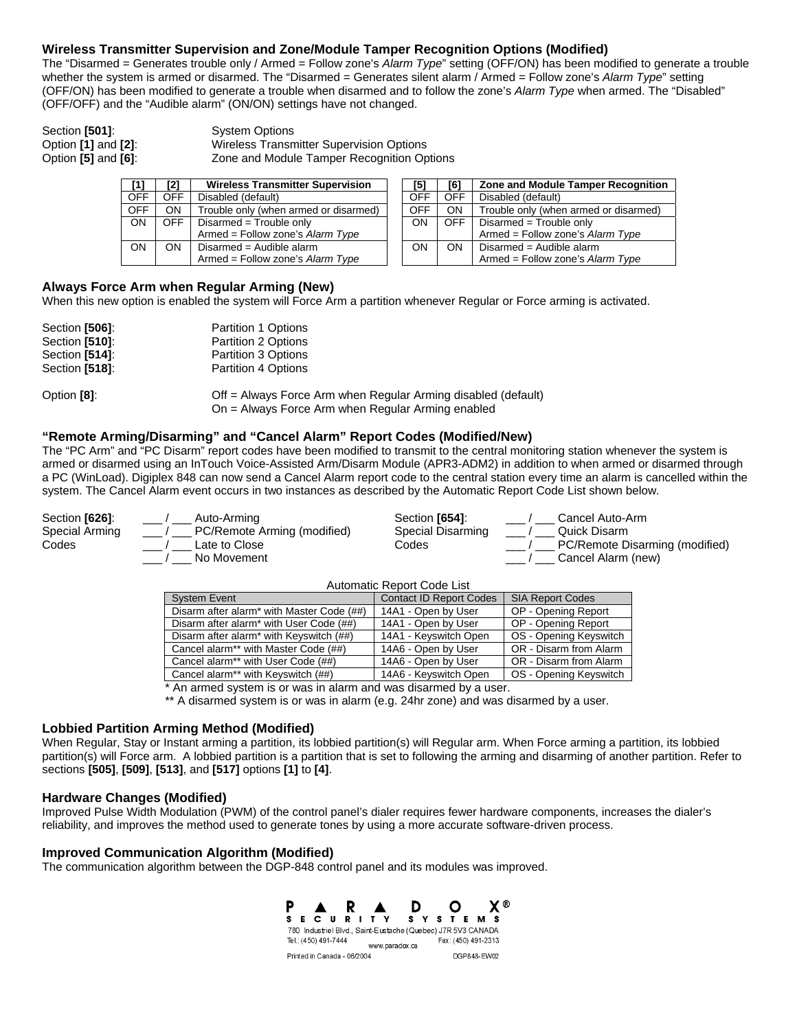### Wireless Transmitter Supervision and Zone/Module Tamper Recognition Options (Modified)

The "Disarmed = Generates trouble only / Armed = Follow zone's *Alarm Type*" setting (OFF/ON) has been modified to generate a trouble whether the system is armed or disarmed. The "Disarmed = Generates silent alarm / Armed = Follow zone's *Alarm Type*" setting (OFF/ON) has been modified to generate a trouble when disarmed and to follow the zone's *Alarm Type* when armed. The "Disabled" (OFF/OFF) and the "Audible alarm" (ON/ON) settings have not changed.

Section **[501]**: System Options
Option **[1]** and **[2]**: Wireless Transmitter Supervision Options
Option **[5]** and **[6]**: Zone and Module Tamper Recognition Options

| [1] | [2] | Wireless Transmitter Supervision |
|---|---|---|
| OFF | OFF | Disabled (default) |
| OFF | ON | Trouble only (when armed or disarmed) |
| ON | OFF | Disarmed = Trouble only<br>Armed = Follow zone's *Alarm Type* |
| ON | ON | Disarmed = Audible alarm<br>Armed = Follow zone's *Alarm Type* |

| [5] | [6] | Zone and Module Tamper Recognition |
|---|---|---|
| OFF | OFF | Disabled (default) |
| OFF | ON | Trouble only (when armed or disarmed) |
| ON | OFF | Disarmed = Trouble only<br>Armed = Follow zone's *Alarm Type* |
| ON | ON | Disarmed = Audible alarm<br>Armed = Follow zone's *Alarm Type* |

### Always Force Arm when Regular Arming (New)

When this new option is enabled the system will Force Arm a partition whenever Regular or Force arming is activated.

Section **[506]**: Partition 1 Options
Section **[510]**: Partition 2 Options
Section **[514]**: Partition 3 Options
Section **[518]**: Partition 4 Options

Option **[8]**: Off = Always Force Arm when Regular Arming disabled (default)
On = Always Force Arm when Regular Arming enabled

### "Remote Arming/Disarming" and "Cancel Alarm" Report Codes (Modified/New)

The "PC Arm" and "PC Disarm" report codes have been modified to transmit to the central monitoring station whenever the system is armed or disarmed using an InTouch Voice-Assisted Arm/Disarm Module (APR3-ADM2) in addition to when armed or disarmed through a PC (WinLoad). Digiplex 848 can now send a Cancel Alarm report code to the central station every time an alarm is cancelled within the system. The Cancel Alarm event occurs in two instances as described by the Automatic Report Code List shown below.

Section **[626]**: Special Arming Codes
- ___ / ___ Auto-Arming
- ___ / ___ PC/Remote Arming (modified)
- ___ / ___ Late to Close
- ___ / ___ No Movement

Section **[654]**: Special Disarming Codes
- ___ / ___ Cancel Auto-Arm
- ___ / ___ Quick Disarm
- ___ / ___ PC/Remote Disarming (modified)
- ___ / ___ Cancel Alarm (new)

Automatic Report Code List

| System Event | Contact ID Report Codes | SIA Report Codes |
|---|---|---|
| Disarm after alarm* with Master Code (##) | 14A1 - Open by User | OP - Opening Report |
| Disarm after alarm* with User Code (##) | 14A1 - Open by User | OP - Opening Report |
| Disarm after alarm* with Keyswitch (##) | 14A1 - Keyswitch Open | OS - Opening Keyswitch |
| Cancel alarm** with Master Code (##) | 14A6 - Open by User | OR - Disarm from Alarm |
| Cancel alarm** with User Code (##) | 14A6 - Open by User | OR - Disarm from Alarm |
| Cancel alarm** with Keyswitch (##) | 14A6 - Keyswitch Open | OS - Opening Keyswitch |

\* An armed system is or was in alarm and was disarmed by a user.

\*\* A disarmed system is or was in alarm (e.g. 24hr zone) and was disarmed by a user.

### Lobbied Partition Arming Method (Modified)

When Regular, Stay or Instant arming a partition, its lobbied partition(s) will Regular arm. When Force arming a partition, its lobbied partition(s) will Force arm. A lobbied partition is a partition that is set to following the arming and disarming of another partition. Refer to sections **[505]**, **[509]**, **[513]**, and **[517]** options **[1]** to **[4]**.

### Hardware Changes (Modified)

Improved Pulse Width Modulation (PWM) of the control panel's dialer requires fewer hardware components, increases the dialer's reliability, and improves the method used to generate tones by using a more accurate software-driven process.

### Improved Communication Algorithm (Modified)

The communication algorithm between the DGP-848 control panel and its modules was improved.

PARADOX® SECURITY SYSTEMS
780 Industriel Blvd., Saint-Eustache (Quebec) J7R 5V3 CANADA
Tel.: (450) 491-7444 Fax: (450) 491-2313
www.paradox.ca
Printed in Canada - 06/2004 DGP848-EW02